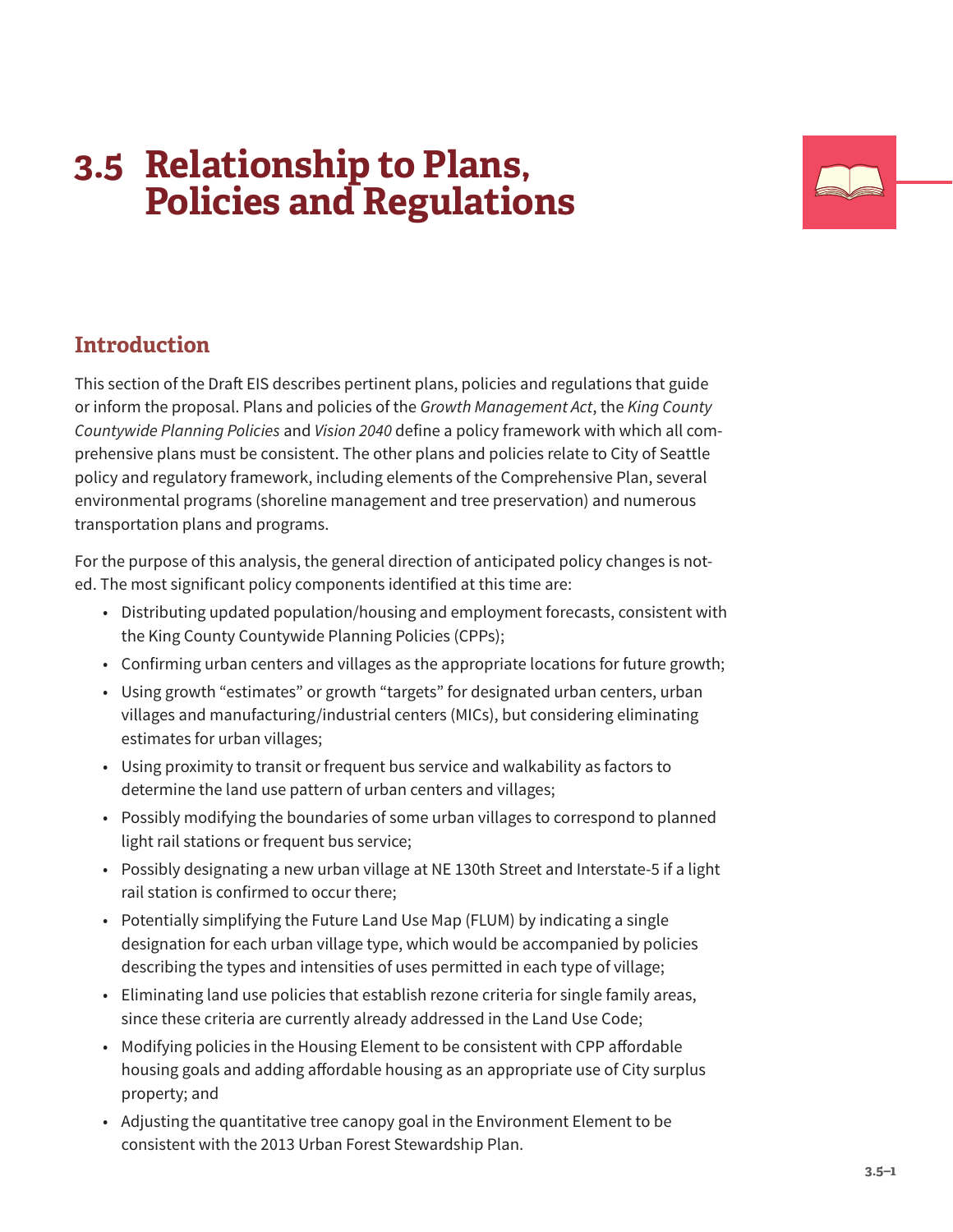# 3.5 Relationship to Plans, Policies and Regulations

## Introduction

This section of the Draft EIS describes pertinent plans, policies and regulations that guide or inform the proposal. Plans and policies of the *Growth Management Act*, the *King County Countywide Planning Policies* and *Vision 2040* define a policy framework with which all comprehensive plans must be consistent. The other plans and policies relate to City of Seattle policy and regulatory framework, including elements of the Comprehensive Plan, several environmental programs (shoreline management and tree preservation) and numerous transportation plans and programs.

For the purpose of this analysis, the general direction of anticipated policy changes is noted. The most significant policy components identified at this time are:

- Distributing updated population/housing and employment forecasts, consistent with the King County Countywide Planning Policies (CPPs);
- Confirming urban centers and villages as the appropriate locations for future growth;
- Using growth "estimates" or growth "targets" for designated urban centers, urban villages and manufacturing/industrial centers (MICs), but considering eliminating estimates for urban villages;
- Using proximity to transit or frequent bus service and walkability as factors to determine the land use pattern of urban centers and villages;
- Possibly modifying the boundaries of some urban villages to correspond to planned light rail stations or frequent bus service;
- Possibly designating a new urban village at NE 130th Street and Interstate-5 if a light rail station is confirmed to occur there;
- Potentially simplifying the Future Land Use Map (FLUM) by indicating a single designation for each urban village type, which would be accompanied by policies describing the types and intensities of uses permitted in each type of village;
- Eliminating land use policies that establish rezone criteria for single family areas, since these criteria are currently already addressed in the Land Use Code;
- Modifying policies in the Housing Element to be consistent with CPP affordable housing goals and adding affordable housing as an appropriate use of City surplus property; and
- Adjusting the quantitative tree canopy goal in the Environment Element to be consistent with the 2013 Urban Forest Stewardship Plan.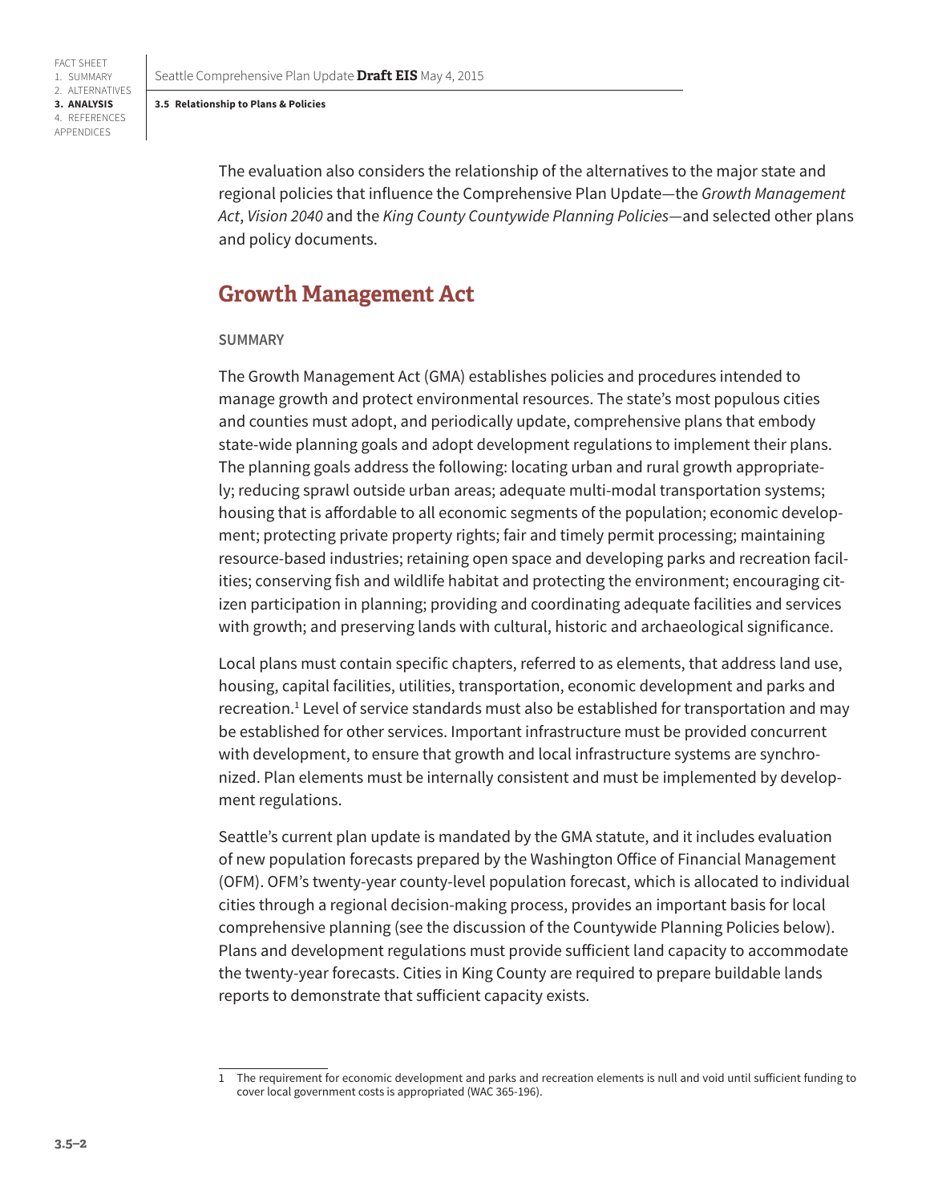The evaluation also considers the relationship of the alternatives to the major state and regional policies that influence the Comprehensive Plan Update—the *Growth Management Act*, *Vision 2040* and the *King County Countywide Planning Policies*—and selected other plans and policy documents.

## Growth Management Act

### SUMMARY

The Growth Management Act (GMA) establishes policies and procedures intended to manage growth and protect environmental resources. The state's most populous cities and counties must adopt, and periodically update, comprehensive plans that embody state-wide planning goals and adopt development regulations to implement their plans. The planning goals address the following: locating urban and rural growth appropriately; reducing sprawl outside urban areas; adequate multi-modal transportation systems; housing that is affordable to all economic segments of the population; economic development; protecting private property rights; fair and timely permit processing; maintaining resource-based industries; retaining open space and developing parks and recreation facilities; conserving fish and wildlife habitat and protecting the environment; encouraging citizen participation in planning; providing and coordinating adequate facilities and services with growth; and preserving lands with cultural, historic and archaeological significance.

Local plans must contain specific chapters, referred to as elements, that address land use, housing, capital facilities, utilities, transportation, economic development and parks and recreation.[1] Level of service standards must also be established for transportation and may be established for other services. Important infrastructure must be provided concurrent with development, to ensure that growth and local infrastructure systems are synchronized. Plan elements must be internally consistent and must be implemented by development regulations.

Seattle's current plan update is mandated by the GMA statute, and it includes evaluation of new population forecasts prepared by the Washington Office of Financial Management (OFM). OFM's twenty-year county-level population forecast, which is allocated to individual cities through a regional decision-making process, provides an important basis for local comprehensive planning (see the discussion of the Countywide Planning Policies below). Plans and development regulations must provide sufficient land capacity to accommodate the twenty-year forecasts. Cities in King County are required to prepare buildable lands reports to demonstrate that sufficient capacity exists.

---

[1] The requirement for economic development and parks and recreation elements is null and void until sufficient funding to cover local government costs is appropriated (WAC 365-196).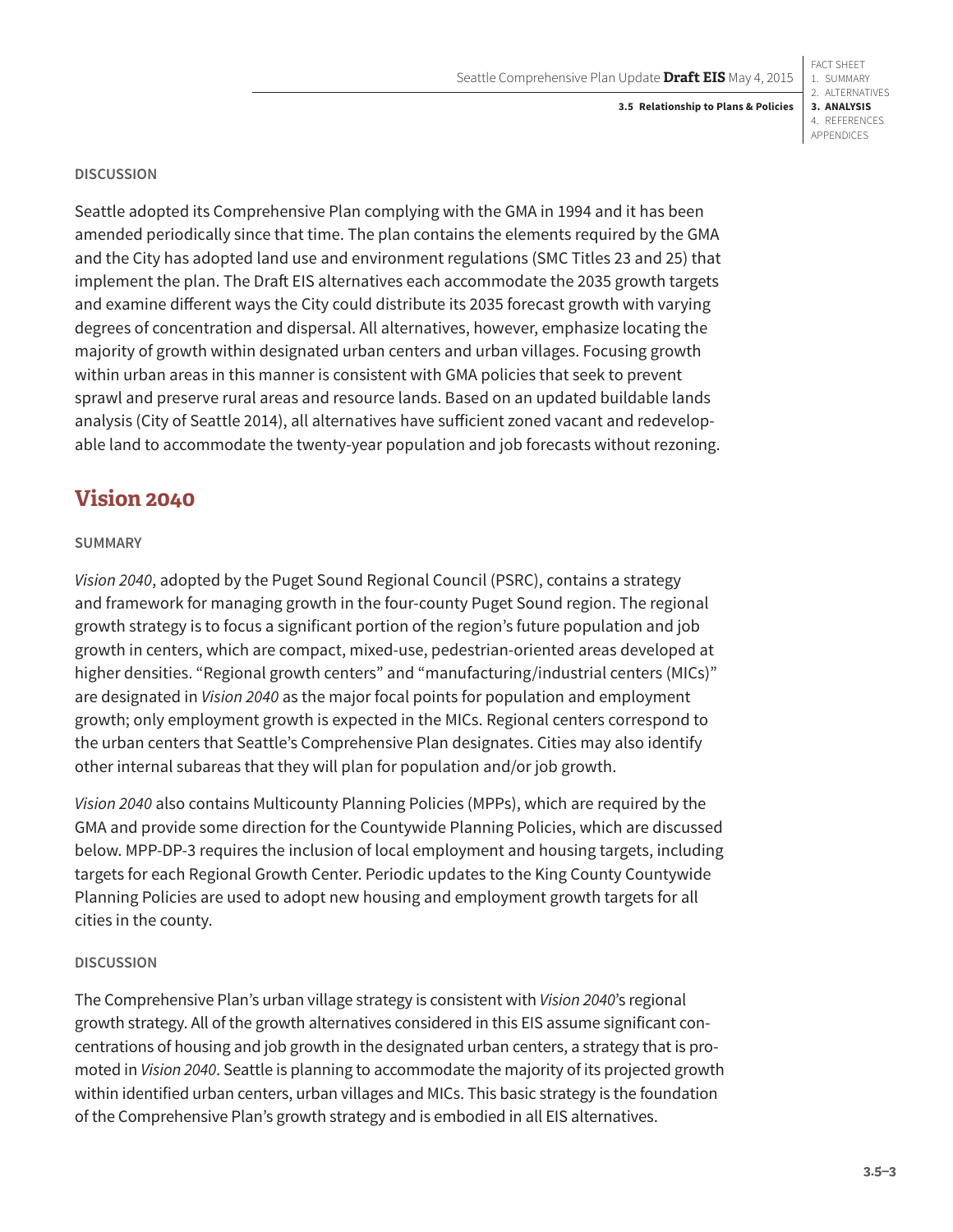### DISCUSSION

Seattle adopted its Comprehensive Plan complying with the GMA in 1994 and it has been amended periodically since that time. The plan contains the elements required by the GMA and the City has adopted land use and environment regulations (SMC Titles 23 and 25) that implement the plan. The Draft EIS alternatives each accommodate the 2035 growth targets and examine different ways the City could distribute its 2035 forecast growth with varying degrees of concentration and dispersal. All alternatives, however, emphasize locating the majority of growth within designated urban centers and urban villages. Focusing growth within urban areas in this manner is consistent with GMA policies that seek to prevent sprawl and preserve rural areas and resource lands. Based on an updated buildable lands analysis (City of Seattle 2014), all alternatives have sufficient zoned vacant and redevelopable land to accommodate the twenty-year population and job forecasts without rezoning.

## Vision 2040

### SUMMARY

*Vision 2040*, adopted by the Puget Sound Regional Council (PSRC), contains a strategy and framework for managing growth in the four-county Puget Sound region. The regional growth strategy is to focus a significant portion of the region's future population and job growth in centers, which are compact, mixed-use, pedestrian-oriented areas developed at higher densities. "Regional growth centers" and "manufacturing/industrial centers (MICs)" are designated in *Vision 2040* as the major focal points for population and employment growth; only employment growth is expected in the MICs. Regional centers correspond to the urban centers that Seattle's Comprehensive Plan designates. Cities may also identify other internal subareas that they will plan for population and/or job growth.

*Vision 2040* also contains Multicounty Planning Policies (MPPs), which are required by the GMA and provide some direction for the Countywide Planning Policies, which are discussed below. MPP-DP-3 requires the inclusion of local employment and housing targets, including targets for each Regional Growth Center. Periodic updates to the King County Countywide Planning Policies are used to adopt new housing and employment growth targets for all cities in the county.

### DISCUSSION

The Comprehensive Plan's urban village strategy is consistent with *Vision 2040*'s regional growth strategy. All of the growth alternatives considered in this EIS assume significant concentrations of housing and job growth in the designated urban centers, a strategy that is promoted in *Vision 2040*. Seattle is planning to accommodate the majority of its projected growth within identified urban centers, urban villages and MICs. This basic strategy is the foundation of the Comprehensive Plan's growth strategy and is embodied in all EIS alternatives.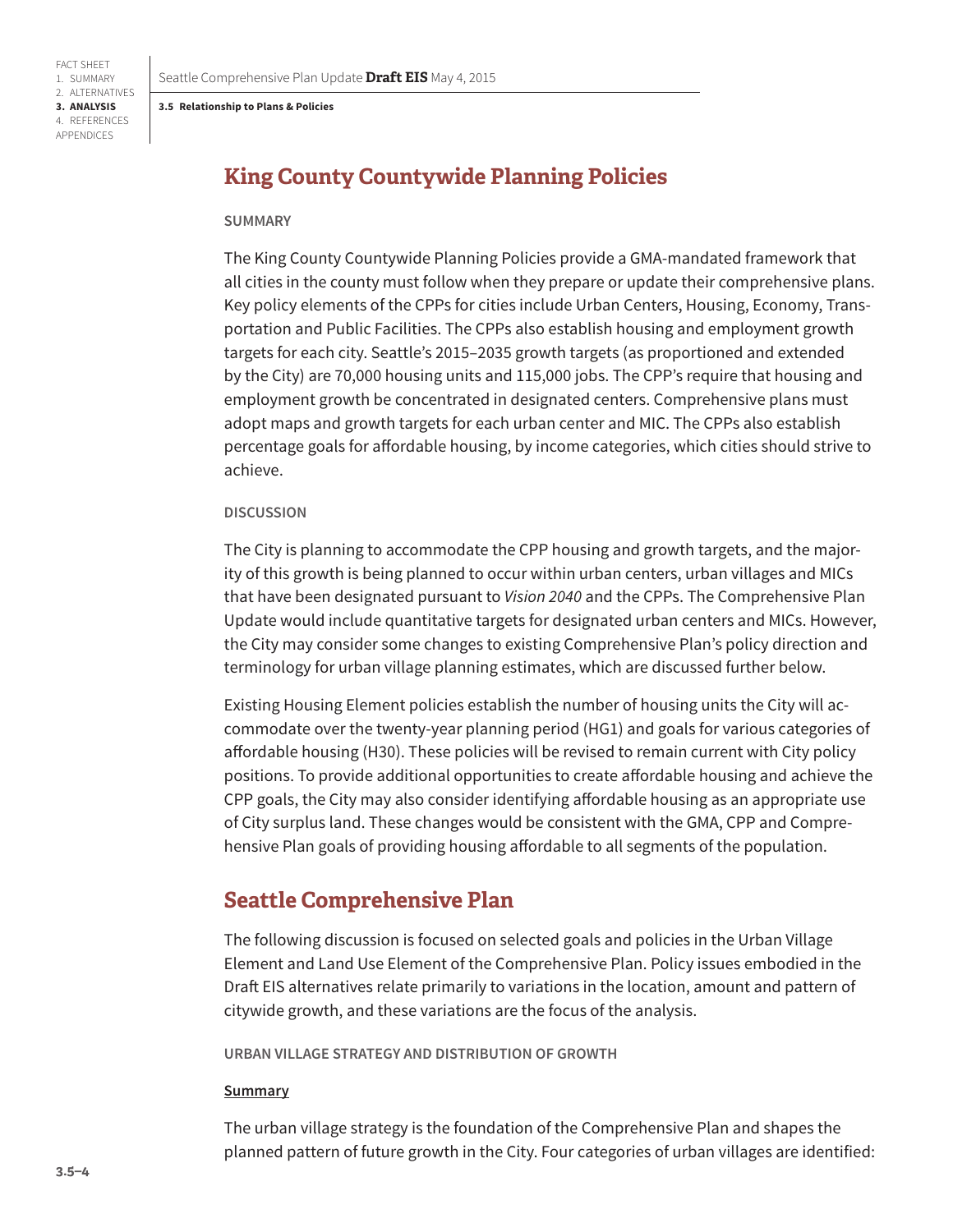## King County Countywide Planning Policies

#### SUMMARY

The King County Countywide Planning Policies provide a GMA-mandated framework that all cities in the county must follow when they prepare or update their comprehensive plans. Key policy elements of the CPPs for cities include Urban Centers, Housing, Economy, Transportation and Public Facilities. The CPPs also establish housing and employment growth targets for each city. Seattle's 2015–2035 growth targets (as proportioned and extended by the City) are 70,000 housing units and 115,000 jobs. The CPP's require that housing and employment growth be concentrated in designated centers. Comprehensive plans must adopt maps and growth targets for each urban center and MIC. The CPPs also establish percentage goals for affordable housing, by income categories, which cities should strive to achieve.

#### DISCUSSION

The City is planning to accommodate the CPP housing and growth targets, and the majority of this growth is being planned to occur within urban centers, urban villages and MICs that have been designated pursuant to *Vision 2040* and the CPPs. The Comprehensive Plan Update would include quantitative targets for designated urban centers and MICs. However, the City may consider some changes to existing Comprehensive Plan's policy direction and terminology for urban village planning estimates, which are discussed further below.

Existing Housing Element policies establish the number of housing units the City will accommodate over the twenty-year planning period (HG1) and goals for various categories of affordable housing (H30). These policies will be revised to remain current with City policy positions. To provide additional opportunities to create affordable housing and achieve the CPP goals, the City may also consider identifying affordable housing as an appropriate use of City surplus land. These changes would be consistent with the GMA, CPP and Comprehensive Plan goals of providing housing affordable to all segments of the population.

## Seattle Comprehensive Plan

The following discussion is focused on selected goals and policies in the Urban Village Element and Land Use Element of the Comprehensive Plan. Policy issues embodied in the Draft EIS alternatives relate primarily to variations in the location, amount and pattern of citywide growth, and these variations are the focus of the analysis.

#### URBAN VILLAGE STRATEGY AND DISTRIBUTION OF GROWTH

**Summary**

The urban village strategy is the foundation of the Comprehensive Plan and shapes the planned pattern of future growth in the City. Four categories of urban villages are identified: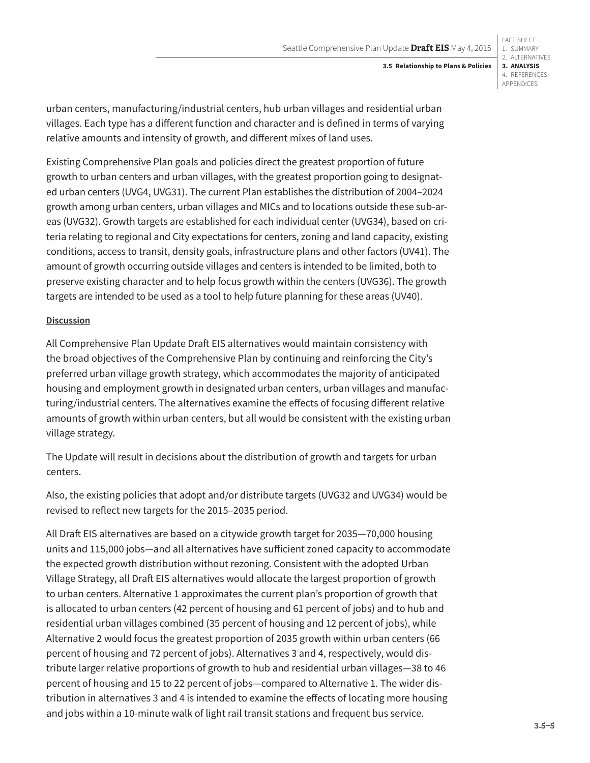urban centers, manufacturing/industrial centers, hub urban villages and residential urban villages. Each type has a different function and character and is defined in terms of varying relative amounts and intensity of growth, and different mixes of land uses.

Existing Comprehensive Plan goals and policies direct the greatest proportion of future growth to urban centers and urban villages, with the greatest proportion going to designated urban centers (UVG4, UVG31). The current Plan establishes the distribution of 2004–2024 growth among urban centers, urban villages and MICs and to locations outside these sub-areas (UVG32). Growth targets are established for each individual center (UVG34), based on criteria relating to regional and City expectations for centers, zoning and land capacity, existing conditions, access to transit, density goals, infrastructure plans and other factors (UV41). The amount of growth occurring outside villages and centers is intended to be limited, both to preserve existing character and to help focus growth within the centers (UVG36). The growth targets are intended to be used as a tool to help future planning for these areas (UV40).

**Discussion**

All Comprehensive Plan Update Draft EIS alternatives would maintain consistency with the broad objectives of the Comprehensive Plan by continuing and reinforcing the City's preferred urban village growth strategy, which accommodates the majority of anticipated housing and employment growth in designated urban centers, urban villages and manufacturing/industrial centers. The alternatives examine the effects of focusing different relative amounts of growth within urban centers, but all would be consistent with the existing urban village strategy.

The Update will result in decisions about the distribution of growth and targets for urban centers.

Also, the existing policies that adopt and/or distribute targets (UVG32 and UVG34) would be revised to reflect new targets for the 2015–2035 period.

All Draft EIS alternatives are based on a citywide growth target for 2035—70,000 housing units and 115,000 jobs—and all alternatives have sufficient zoned capacity to accommodate the expected growth distribution without rezoning. Consistent with the adopted Urban Village Strategy, all Draft EIS alternatives would allocate the largest proportion of growth to urban centers. Alternative 1 approximates the current plan's proportion of growth that is allocated to urban centers (42 percent of housing and 61 percent of jobs) and to hub and residential urban villages combined (35 percent of housing and 12 percent of jobs), while Alternative 2 would focus the greatest proportion of 2035 growth within urban centers (66 percent of housing and 72 percent of jobs). Alternatives 3 and 4, respectively, would distribute larger relative proportions of growth to hub and residential urban villages—38 to 46 percent of housing and 15 to 22 percent of jobs—compared to Alternative 1. The wider distribution in alternatives 3 and 4 is intended to examine the effects of locating more housing and jobs within a 10-minute walk of light rail transit stations and frequent bus service.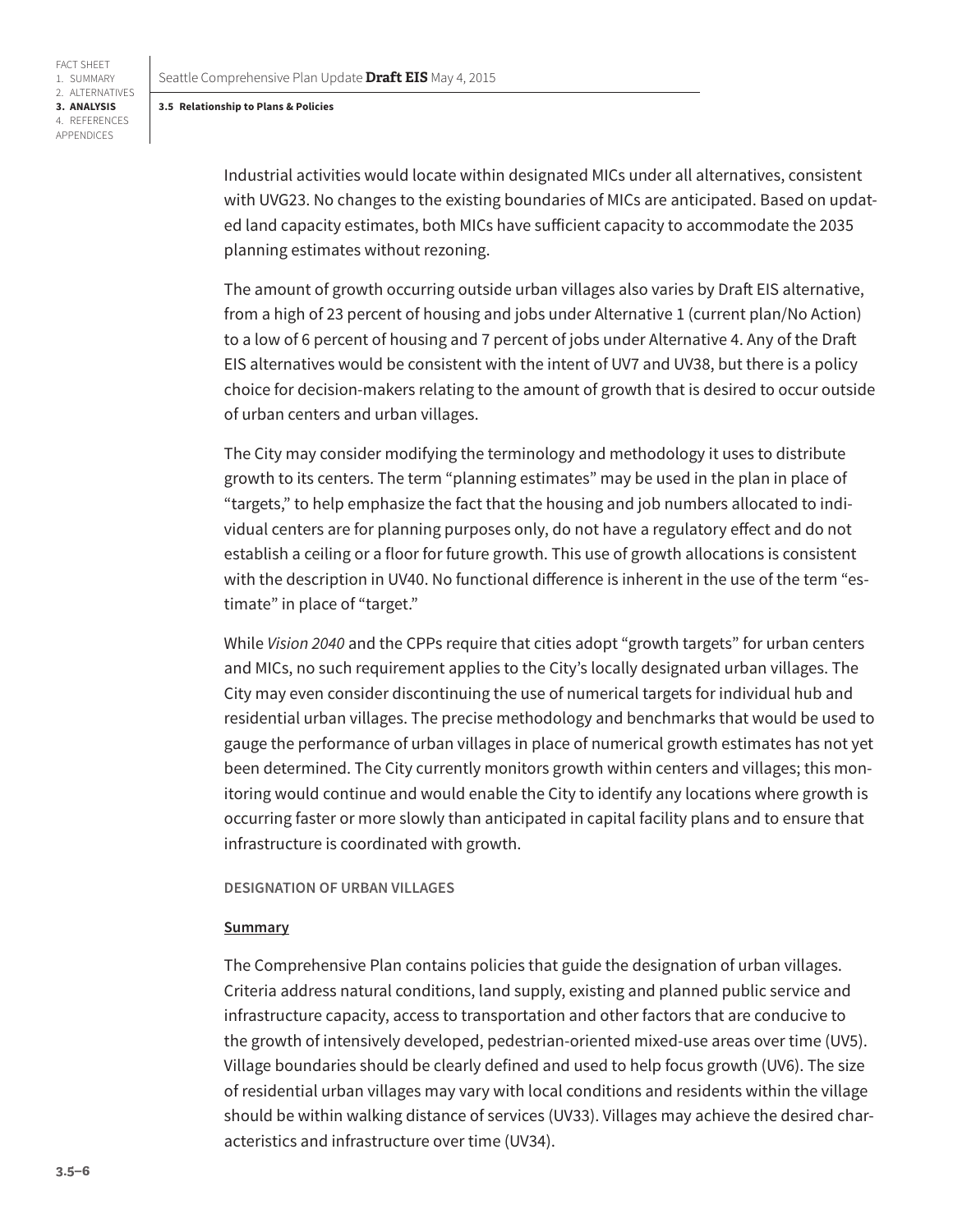Industrial activities would locate within designated MICs under all alternatives, consistent with UVG23. No changes to the existing boundaries of MICs are anticipated. Based on updated land capacity estimates, both MICs have sufficient capacity to accommodate the 2035 planning estimates without rezoning.

The amount of growth occurring outside urban villages also varies by Draft EIS alternative, from a high of 23 percent of housing and jobs under Alternative 1 (current plan/No Action) to a low of 6 percent of housing and 7 percent of jobs under Alternative 4. Any of the Draft EIS alternatives would be consistent with the intent of UV7 and UV38, but there is a policy choice for decision-makers relating to the amount of growth that is desired to occur outside of urban centers and urban villages.

The City may consider modifying the terminology and methodology it uses to distribute growth to its centers. The term "planning estimates" may be used in the plan in place of "targets," to help emphasize the fact that the housing and job numbers allocated to individual centers are for planning purposes only, do not have a regulatory effect and do not establish a ceiling or a floor for future growth. This use of growth allocations is consistent with the description in UV40. No functional difference is inherent in the use of the term "estimate" in place of "target."

While *Vision 2040* and the CPPs require that cities adopt "growth targets" for urban centers and MICs, no such requirement applies to the City's locally designated urban villages. The City may even consider discontinuing the use of numerical targets for individual hub and residential urban villages. The precise methodology and benchmarks that would be used to gauge the performance of urban villages in place of numerical growth estimates has not yet been determined. The City currently monitors growth within centers and villages; this monitoring would continue and would enable the City to identify any locations where growth is occurring faster or more slowly than anticipated in capital facility plans and to ensure that infrastructure is coordinated with growth.

#### DESIGNATION OF URBAN VILLAGES

**Summary**

The Comprehensive Plan contains policies that guide the designation of urban villages. Criteria address natural conditions, land supply, existing and planned public service and infrastructure capacity, access to transportation and other factors that are conducive to the growth of intensively developed, pedestrian-oriented mixed-use areas over time (UV5). Village boundaries should be clearly defined and used to help focus growth (UV6). The size of residential urban villages may vary with local conditions and residents within the village should be within walking distance of services (UV33). Villages may achieve the desired characteristics and infrastructure over time (UV34).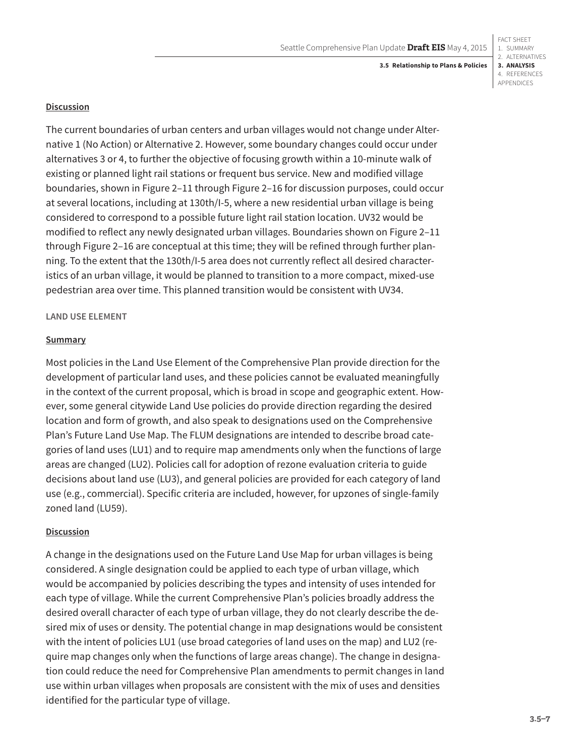**Discussion**

The current boundaries of urban centers and urban villages would not change under Alternative 1 (No Action) or Alternative 2. However, some boundary changes could occur under alternatives 3 or 4, to further the objective of focusing growth within a 10-minute walk of existing or planned light rail stations or frequent bus service. New and modified village boundaries, shown in Figure 2–11 through Figure 2–16 for discussion purposes, could occur at several locations, including at 130th/I-5, where a new residential urban village is being considered to correspond to a possible future light rail station location. UV32 would be modified to reflect any newly designated urban villages. Boundaries shown on Figure 2–11 through Figure 2–16 are conceptual at this time; they will be refined through further planning. To the extent that the 130th/I-5 area does not currently reflect all desired characteristics of an urban village, it would be planned to transition to a more compact, mixed-use pedestrian area over time. This planned transition would be consistent with UV34.

#### LAND USE ELEMENT

**Summary**

Most policies in the Land Use Element of the Comprehensive Plan provide direction for the development of particular land uses, and these policies cannot be evaluated meaningfully in the context of the current proposal, which is broad in scope and geographic extent. However, some general citywide Land Use policies do provide direction regarding the desired location and form of growth, and also speak to designations used on the Comprehensive Plan's Future Land Use Map. The FLUM designations are intended to describe broad categories of land uses (LU1) and to require map amendments only when the functions of large areas are changed (LU2). Policies call for adoption of rezone evaluation criteria to guide decisions about land use (LU3), and general policies are provided for each category of land use (e.g., commercial). Specific criteria are included, however, for upzones of single-family zoned land (LU59).

**Discussion**

A change in the designations used on the Future Land Use Map for urban villages is being considered. A single designation could be applied to each type of urban village, which would be accompanied by policies describing the types and intensity of uses intended for each type of village. While the current Comprehensive Plan's policies broadly address the desired overall character of each type of urban village, they do not clearly describe the desired mix of uses or density. The potential change in map designations would be consistent with the intent of policies LU1 (use broad categories of land uses on the map) and LU2 (require map changes only when the functions of large areas change). The change in designation could reduce the need for Comprehensive Plan amendments to permit changes in land use within urban villages when proposals are consistent with the mix of uses and densities identified for the particular type of village.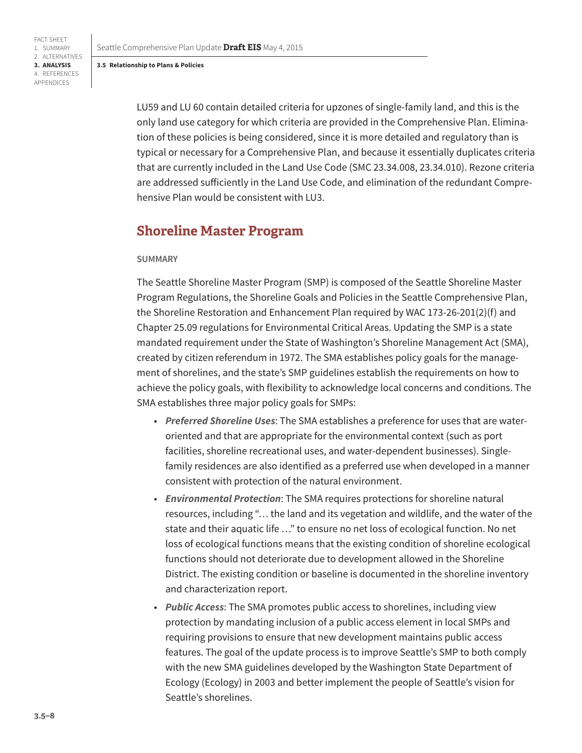LU59 and LU 60 contain detailed criteria for upzones of single-family land, and this is the only land use category for which criteria are provided in the Comprehensive Plan. Elimination of these policies is being considered, since it is more detailed and regulatory than is typical or necessary for a Comprehensive Plan, and because it essentially duplicates criteria that are currently included in the Land Use Code (SMC 23.34.008, 23.34.010). Rezone criteria are addressed sufficiently in the Land Use Code, and elimination of the redundant Comprehensive Plan would be consistent with LU3.

## Shoreline Master Program

**SUMMARY**

The Seattle Shoreline Master Program (SMP) is composed of the Seattle Shoreline Master Program Regulations, the Shoreline Goals and Policies in the Seattle Comprehensive Plan, the Shoreline Restoration and Enhancement Plan required by WAC 173-26-201(2)(f) and Chapter 25.09 regulations for Environmental Critical Areas. Updating the SMP is a state mandated requirement under the State of Washington's Shoreline Management Act (SMA), created by citizen referendum in 1972. The SMA establishes policy goals for the management of shorelines, and the state's SMP guidelines establish the requirements on how to achieve the policy goals, with flexibility to acknowledge local concerns and conditions. The SMA establishes three major policy goals for SMPs:

- ***Preferred Shoreline Uses***: The SMA establishes a preference for uses that are water-oriented and that are appropriate for the environmental context (such as port facilities, shoreline recreational uses, and water-dependent businesses). Single-family residences are also identified as a preferred use when developed in a manner consistent with protection of the natural environment.
- ***Environmental Protection***: The SMA requires protections for shoreline natural resources, including "… the land and its vegetation and wildlife, and the water of the state and their aquatic life …" to ensure no net loss of ecological function. No net loss of ecological functions means that the existing condition of shoreline ecological functions should not deteriorate due to development allowed in the Shoreline District. The existing condition or baseline is documented in the shoreline inventory and characterization report.
- ***Public Access***: The SMA promotes public access to shorelines, including view protection by mandating inclusion of a public access element in local SMPs and requiring provisions to ensure that new development maintains public access features. The goal of the update process is to improve Seattle's SMP to both comply with the new SMA guidelines developed by the Washington State Department of Ecology (Ecology) in 2003 and better implement the people of Seattle's vision for Seattle's shorelines.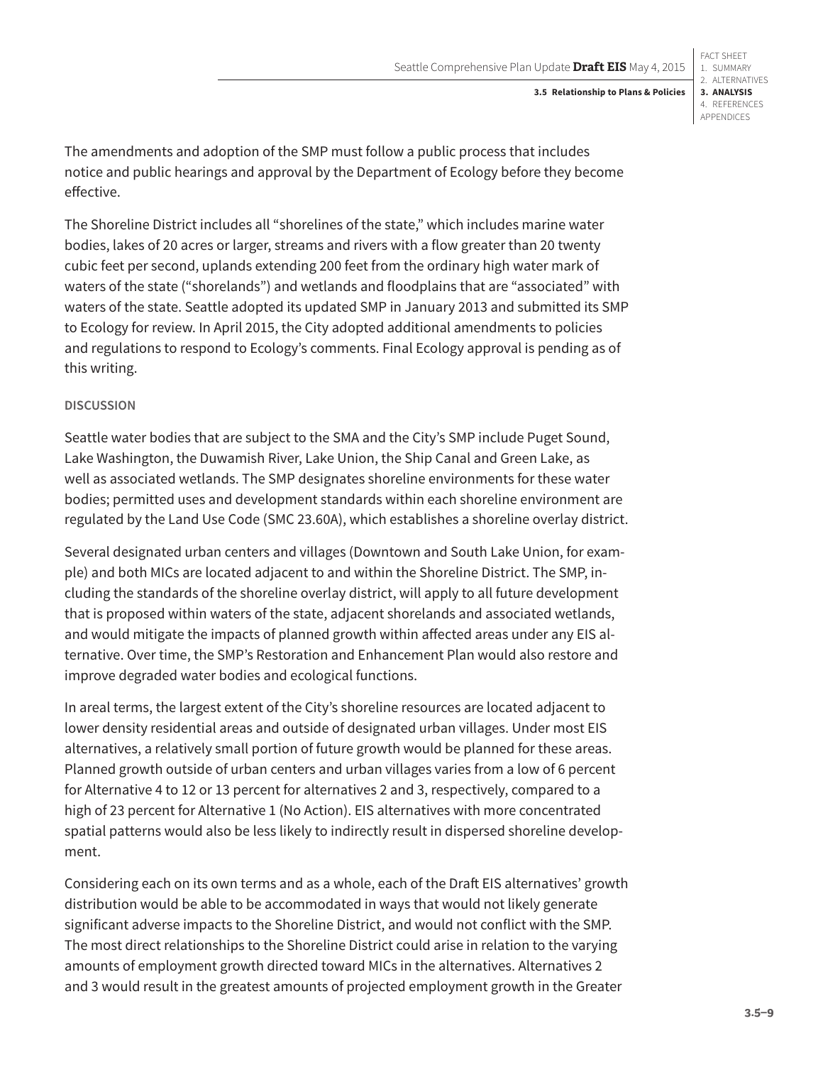The amendments and adoption of the SMP must follow a public process that includes notice and public hearings and approval by the Department of Ecology before they become effective.

The Shoreline District includes all "shorelines of the state," which includes marine water bodies, lakes of 20 acres or larger, streams and rivers with a flow greater than 20 twenty cubic feet per second, uplands extending 200 feet from the ordinary high water mark of waters of the state ("shorelands") and wetlands and floodplains that are "associated" with waters of the state. Seattle adopted its updated SMP in January 2013 and submitted its SMP to Ecology for review. In April 2015, the City adopted additional amendments to policies and regulations to respond to Ecology's comments. Final Ecology approval is pending as of this writing.

#### DISCUSSION

Seattle water bodies that are subject to the SMA and the City's SMP include Puget Sound, Lake Washington, the Duwamish River, Lake Union, the Ship Canal and Green Lake, as well as associated wetlands. The SMP designates shoreline environments for these water bodies; permitted uses and development standards within each shoreline environment are regulated by the Land Use Code (SMC 23.60A), which establishes a shoreline overlay district.

Several designated urban centers and villages (Downtown and South Lake Union, for example) and both MICs are located adjacent to and within the Shoreline District. The SMP, including the standards of the shoreline overlay district, will apply to all future development that is proposed within waters of the state, adjacent shorelands and associated wetlands, and would mitigate the impacts of planned growth within affected areas under any EIS alternative. Over time, the SMP's Restoration and Enhancement Plan would also restore and improve degraded water bodies and ecological functions.

In areal terms, the largest extent of the City's shoreline resources are located adjacent to lower density residential areas and outside of designated urban villages. Under most EIS alternatives, a relatively small portion of future growth would be planned for these areas. Planned growth outside of urban centers and urban villages varies from a low of 6 percent for Alternative 4 to 12 or 13 percent for alternatives 2 and 3, respectively, compared to a high of 23 percent for Alternative 1 (No Action). EIS alternatives with more concentrated spatial patterns would also be less likely to indirectly result in dispersed shoreline development.

Considering each on its own terms and as a whole, each of the Draft EIS alternatives' growth distribution would be able to be accommodated in ways that would not likely generate significant adverse impacts to the Shoreline District, and would not conflict with the SMP. The most direct relationships to the Shoreline District could arise in relation to the varying amounts of employment growth directed toward MICs in the alternatives. Alternatives 2 and 3 would result in the greatest amounts of projected employment growth in the Greater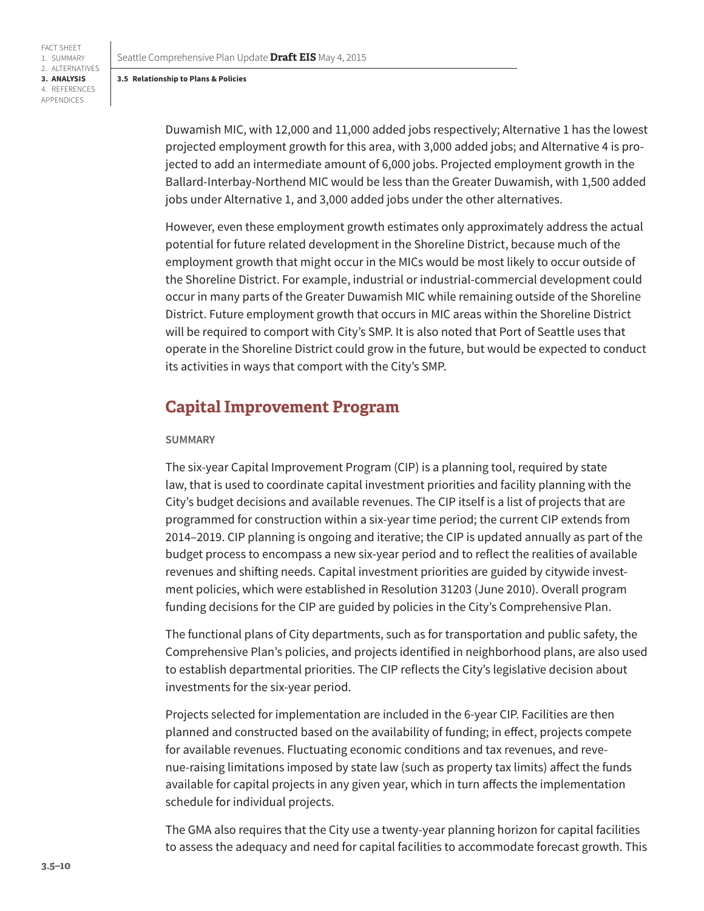Duwamish MIC, with 12,000 and 11,000 added jobs respectively; Alternative 1 has the lowest projected employment growth for this area, with 3,000 added jobs; and Alternative 4 is projected to add an intermediate amount of 6,000 jobs. Projected employment growth in the Ballard-Interbay-Northend MIC would be less than the Greater Duwamish, with 1,500 added jobs under Alternative 1, and 3,000 added jobs under the other alternatives.

However, even these employment growth estimates only approximately address the actual potential for future related development in the Shoreline District, because much of the employment growth that might occur in the MICs would be most likely to occur outside of the Shoreline District. For example, industrial or industrial-commercial development could occur in many parts of the Greater Duwamish MIC while remaining outside of the Shoreline District. Future employment growth that occurs in MIC areas within the Shoreline District will be required to comport with City's SMP. It is also noted that Port of Seattle uses that operate in the Shoreline District could grow in the future, but would be expected to conduct its activities in ways that comport with the City's SMP.

## Capital Improvement Program

### SUMMARY

The six-year Capital Improvement Program (CIP) is a planning tool, required by state law, that is used to coordinate capital investment priorities and facility planning with the City's budget decisions and available revenues. The CIP itself is a list of projects that are programmed for construction within a six-year time period; the current CIP extends from 2014–2019. CIP planning is ongoing and iterative; the CIP is updated annually as part of the budget process to encompass a new six-year period and to reflect the realities of available revenues and shifting needs. Capital investment priorities are guided by citywide investment policies, which were established in Resolution 31203 (June 2010). Overall program funding decisions for the CIP are guided by policies in the City's Comprehensive Plan.

The functional plans of City departments, such as for transportation and public safety, the Comprehensive Plan's policies, and projects identified in neighborhood plans, are also used to establish departmental priorities. The CIP reflects the City's legislative decision about investments for the six-year period.

Projects selected for implementation are included in the 6-year CIP. Facilities are then planned and constructed based on the availability of funding; in effect, projects compete for available revenues. Fluctuating economic conditions and tax revenues, and revenue-raising limitations imposed by state law (such as property tax limits) affect the funds available for capital projects in any given year, which in turn affects the implementation schedule for individual projects.

The GMA also requires that the City use a twenty-year planning horizon for capital facilities to assess the adequacy and need for capital facilities to accommodate forecast growth. This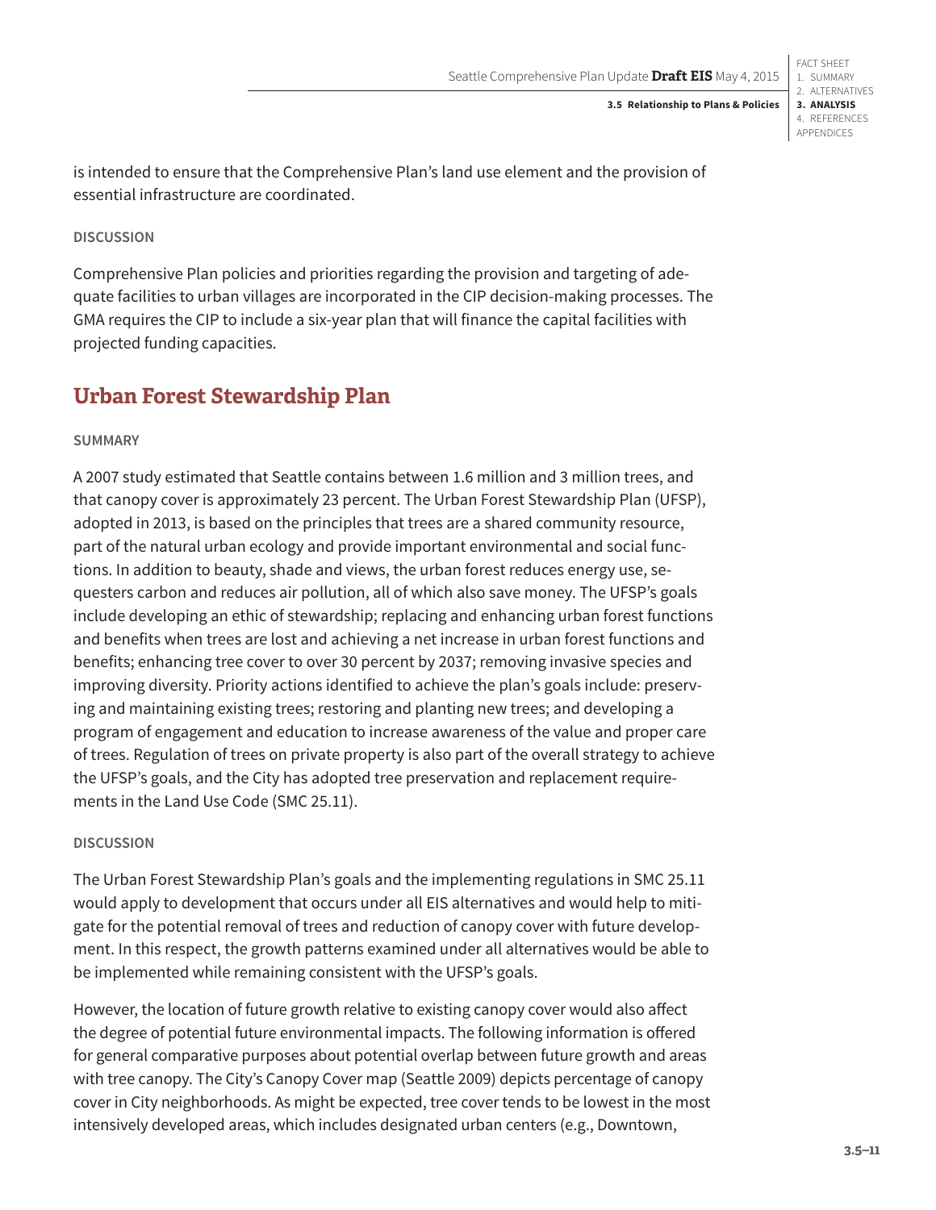is intended to ensure that the Comprehensive Plan's land use element and the provision of essential infrastructure are coordinated.

#### DISCUSSION

Comprehensive Plan policies and priorities regarding the provision and targeting of adequate facilities to urban villages are incorporated in the CIP decision-making processes. The GMA requires the CIP to include a six-year plan that will finance the capital facilities with projected funding capacities.

## Urban Forest Stewardship Plan

#### SUMMARY

A 2007 study estimated that Seattle contains between 1.6 million and 3 million trees, and that canopy cover is approximately 23 percent. The Urban Forest Stewardship Plan (UFSP), adopted in 2013, is based on the principles that trees are a shared community resource, part of the natural urban ecology and provide important environmental and social functions. In addition to beauty, shade and views, the urban forest reduces energy use, sequesters carbon and reduces air pollution, all of which also save money. The UFSP's goals include developing an ethic of stewardship; replacing and enhancing urban forest functions and benefits when trees are lost and achieving a net increase in urban forest functions and benefits; enhancing tree cover to over 30 percent by 2037; removing invasive species and improving diversity. Priority actions identified to achieve the plan's goals include: preserving and maintaining existing trees; restoring and planting new trees; and developing a program of engagement and education to increase awareness of the value and proper care of trees. Regulation of trees on private property is also part of the overall strategy to achieve the UFSP's goals, and the City has adopted tree preservation and replacement requirements in the Land Use Code (SMC 25.11).

#### DISCUSSION

The Urban Forest Stewardship Plan's goals and the implementing regulations in SMC 25.11 would apply to development that occurs under all EIS alternatives and would help to mitigate for the potential removal of trees and reduction of canopy cover with future development. In this respect, the growth patterns examined under all alternatives would be able to be implemented while remaining consistent with the UFSP's goals.

However, the location of future growth relative to existing canopy cover would also affect the degree of potential future environmental impacts. The following information is offered for general comparative purposes about potential overlap between future growth and areas with tree canopy. The City's Canopy Cover map (Seattle 2009) depicts percentage of canopy cover in City neighborhoods. As might be expected, tree cover tends to be lowest in the most intensively developed areas, which includes designated urban centers (e.g., Downtown,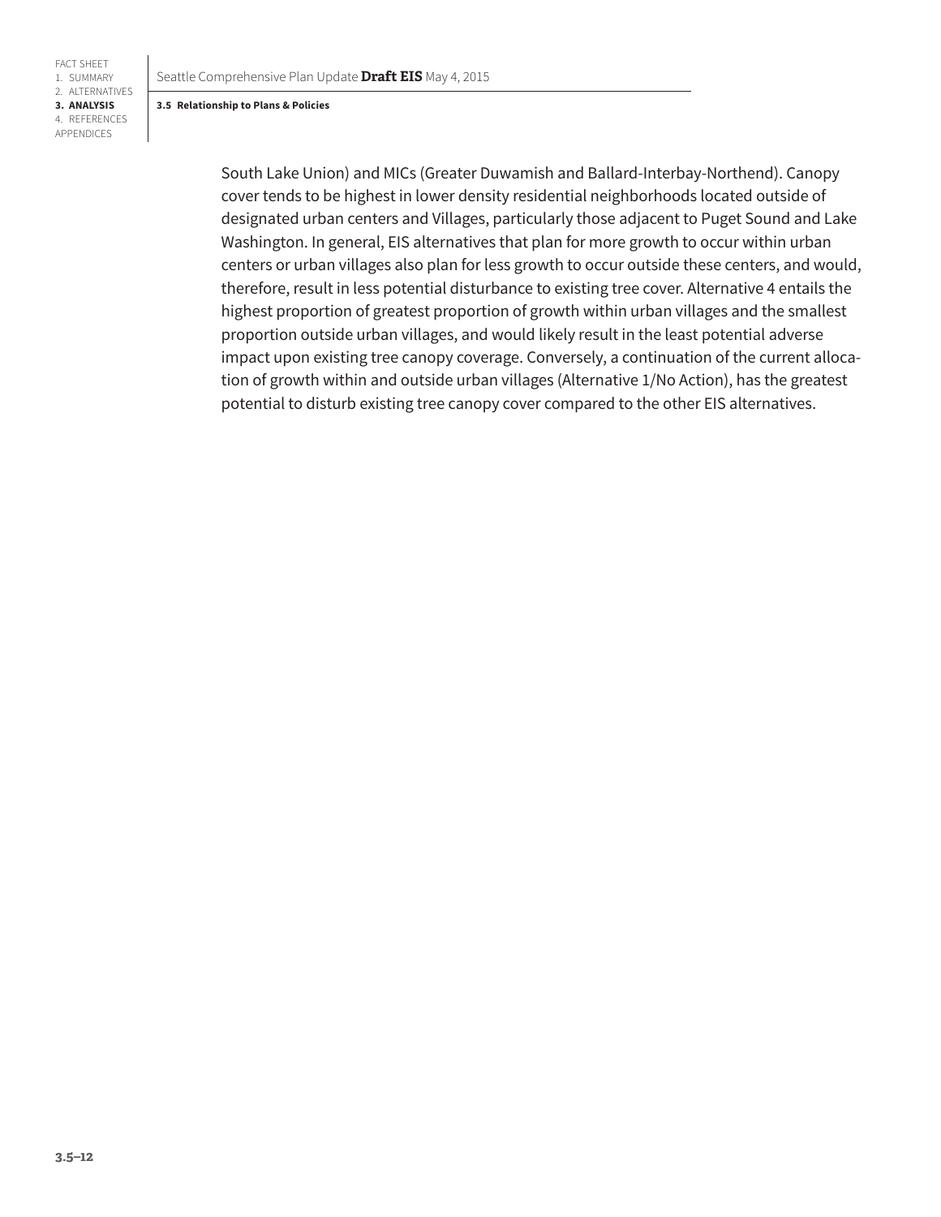South Lake Union) and MICs (Greater Duwamish and Ballard-Interbay-Northend). Canopy cover tends to be highest in lower density residential neighborhoods located outside of designated urban centers and Villages, particularly those adjacent to Puget Sound and Lake Washington. In general, EIS alternatives that plan for more growth to occur within urban centers or urban villages also plan for less growth to occur outside these centers, and would, therefore, result in less potential disturbance to existing tree cover. Alternative 4 entails the highest proportion of greatest proportion of growth within urban villages and the smallest proportion outside urban villages, and would likely result in the least potential adverse impact upon existing tree canopy coverage. Conversely, a continuation of the current allocation of growth within and outside urban villages (Alternative 1/No Action), has the greatest potential to disturb existing tree canopy cover compared to the other EIS alternatives.